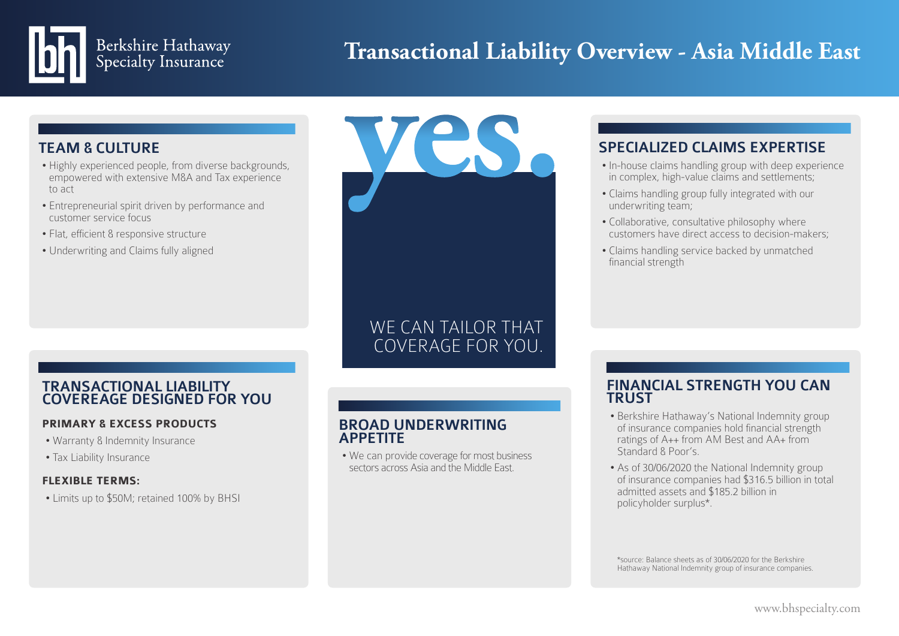Berkshire Hathaway Specialty Insurance

# Transactional Liability Overview - Asia Middle East

## TEAM & CULTURE

- Highly experienced people, from diverse backgrounds, empowered with extensive M&A and Tax experience to act
- Entrepreneurial spirit driven by performance and customer service focus
- Flat, efficient & responsive structure
- Underwriting and Claims fully aligned

## TRANSACTIONAL LIABILITY COVEREAGE DESIGNED FOR YOU

### PRIMARY & EXCESS PRODUCTS

- Warranty & Indemnity Insurance
- Tax Liability Insurance

### FLEXIBLE TERMS:

- Limits up to $50M; retained 100% by BHSI

**yes.**

WE CAN TAILOR THAT COVERAGE FOR YOU.

## BROAD UNDERWRITING APPETITE

- We can provide coverage for most business sectors across Asia and the Middle East.

## SPECIALIZED CLAIMS EXPERTISE

- In-house claims handling group with deep experience in complex, high-value claims and settlements;
- Claims handling group fully integrated with our underwriting team;
- Collaborative, consultative philosophy where customers have direct access to decision-makers;
- Claims handling service backed by unmatched financial strength

## FINANCIAL STRENGTH YOU CAN TRUST

- Berkshire Hathaway's National Indemnity group of insurance companies hold financial strength ratings of A++ from AM Best and AA+ from Standard & Poor's.
- As of 30/06/2020 the National Indemnity group of insurance companies had $316.5 billion in total admitted assets and $185.2 billion in policyholder surplus*.

*source: Balance sheets as of 30/06/2020 for the Berkshire Hathaway National Indemnity group of insurance companies.

www.bhspecialty.com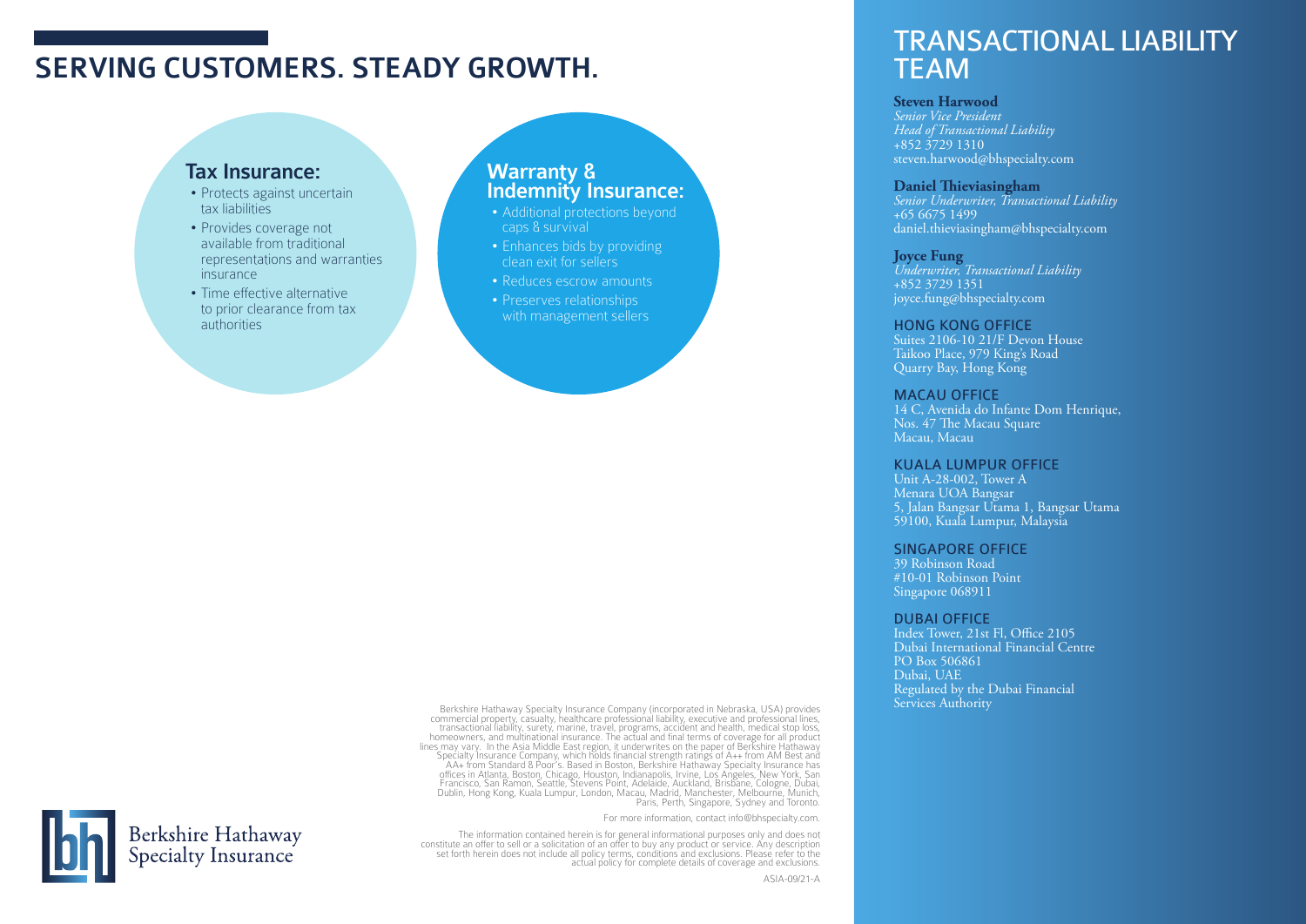# SERVING CUSTOMERS. STEADY GROWTH.

## Tax Insurance:

- Protects against uncertain tax liabilities
- Provides coverage not available from traditional representations and warranties insurance
- Time effective alternative to prior clearance from tax authorities

## Warranty & Indemnity Insurance:

- Additional protections beyond caps & survival
- Enhances bids by providing clean exit for sellers
- Reduces escrow amounts
- Preserves relationships with management sellers

Berkshire Hathaway Specialty Insurance Company (incorporated in Nebraska, USA) provides commercial property, casualty, healthcare professional liability, executive and professional lines, transactional liability, surety, marine, travel, programs, accident and health, medical stop loss, homeowners, and multinational insurance. The actual and final terms of coverage for all product lines may vary. In the Asia Middle East region, it underwrites on the paper of Berkshire Hathaway Specialty Insurance Company, which holds financial strength ratings of A++ from AM Best and AA+ from Standard & Poor's. Based in Boston, Berkshire Hathaway Specialty Insurance has offices in Atlanta, Boston, Chicago, Houston, Indianapolis, Irvine, Los Angeles, New York, San Francisco, San Ramon, Seattle, Stevens Point, Adelaide, Auckland, Brisbane, Cologne, Dubai, Dublin, Hong Kong, Kuala Lumpur, London, Macau, Madrid, Manchester, Melbourne, Munich, Paris, Perth, Singapore, Sydney and Toronto.

For more information, contact info@bhspecialty.com.

The information contained herein is for general informational purposes only and does not constitute an offer to sell or a solicitation of an offer to buy any product or service. Any description set forth herein does not include all policy terms, conditions and exclusions. Please refer to the actual policy for complete details of coverage and exclusions.

ASIA-09/21-A

Berkshire Hathaway Specialty Insurance

# TRANSACTIONAL LIABILITY TEAM

**Steven Harwood**
*Senior Vice President*
*Head of Transactional Liability*
+852 3729 1310
steven.harwood@bhspecialty.com

**Daniel Thieviasingham**
*Senior Underwriter, Transactional Liability*
+65 6675 1499
daniel.thieviasingham@bhspecialty.com

**Joyce Fung**
*Underwriter, Transactional Liability*
+852 3729 1351
joyce.fung@bhspecialty.com

### HONG KONG OFFICE
Suites 2106-10 21/F Devon House
Taikoo Place, 979 King's Road
Quarry Bay, Hong Kong

### MACAU OFFICE
14 C, Avenida do Infante Dom Henrique,
Nos. 47 The Macau Square
Macau, Macau

### KUALA LUMPUR OFFICE
Unit A-28-002, Tower A
Menara UOA Bangsar
5, Jalan Bangsar Utama 1, Bangsar Utama
59100, Kuala Lumpur, Malaysia

### SINGAPORE OFFICE
39 Robinson Road
#10-01 Robinson Point
Singapore 068911

### DUBAI OFFICE
Index Tower, 21st Fl, Office 2105
Dubai International Financial Centre
PO Box 506861
Dubai, UAE
Regulated by the Dubai Financial Services Authority